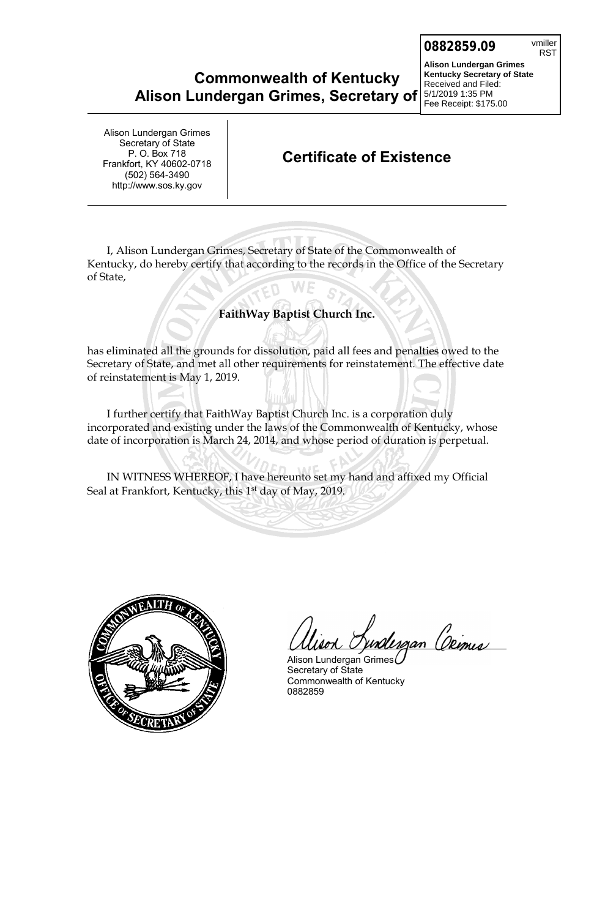**0882859.09** vmiller RST

**Alison Lundergan Grimes**
**Kentucky Secretary of State**
Received and Filed:
5/1/2019 1:35 PM
Fee Receipt: $175.00

# Commonwealth of Kentucky
# Alison Lundergan Grimes, Secretary of

Alison Lundergan Grimes
Secretary of State
P. O. Box 718
Frankfort, KY 40602-0718
(502) 564-3490
http://www.sos.ky.gov

## Certificate of Existence

I, Alison Lundergan Grimes, Secretary of State of the Commonwealth of Kentucky, do hereby certify that according to the records in the Office of the Secretary of State,

**FaithWay Baptist Church Inc.**

has eliminated all the grounds for dissolution, paid all fees and penalties owed to the Secretary of State, and met all other requirements for reinstatement. The effective date of reinstatement is May 1, 2019.

I further certify that FaithWay Baptist Church Inc. is a corporation duly incorporated and existing under the laws of the Commonwealth of Kentucky, whose date of incorporation is March 24, 2014, and whose period of duration is perpetual.

IN WITNESS WHEREOF, I have hereunto set my hand and affixed my Official Seal at Frankfort, Kentucky, this 1st day of May, 2019.

Alison Lundergan Grimes
Secretary of State
Commonwealth of Kentucky
0882859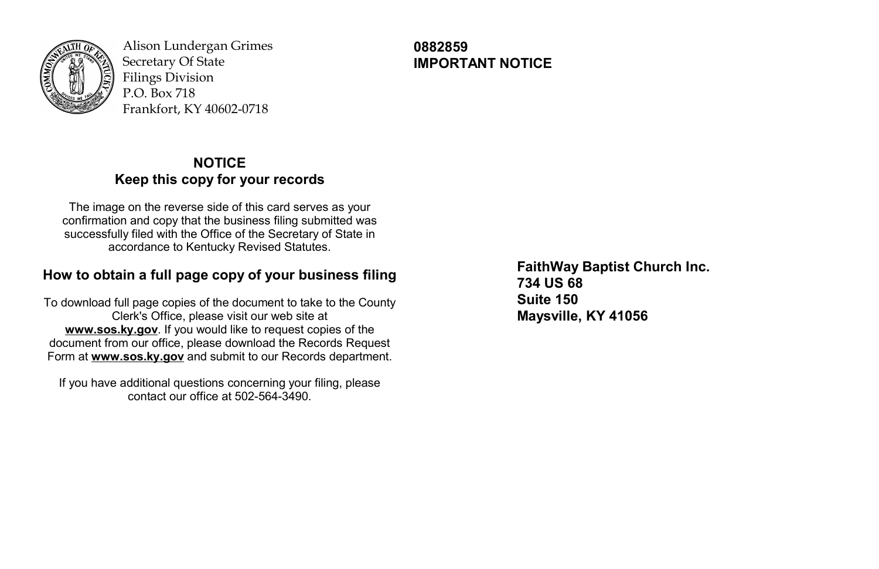Alison Lundergan Grimes
Secretary Of State
Filings Division
P.O. Box 718
Frankfort, KY 40602-0718

**0882859**
**IMPORTANT NOTICE**

## NOTICE
## Keep this copy for your records

The image on the reverse side of this card serves as your confirmation and copy that the business filing submitted was successfully filed with the Office of the Secretary of State in accordance to Kentucky Revised Statutes.

## How to obtain a full page copy of your business filing

To download full page copies of the document to take to the County Clerk's Office, please visit our web site at **www.sos.ky.gov**. If you would like to request copies of the document from our office, please download the Records Request Form at **www.sos.ky.gov** and submit to our Records department.

If you have additional questions concerning your filing, please contact our office at 502-564-3490.

**FaithWay Baptist Church Inc.**
**734 US 68**
**Suite 150**
**Maysville, KY 41056**